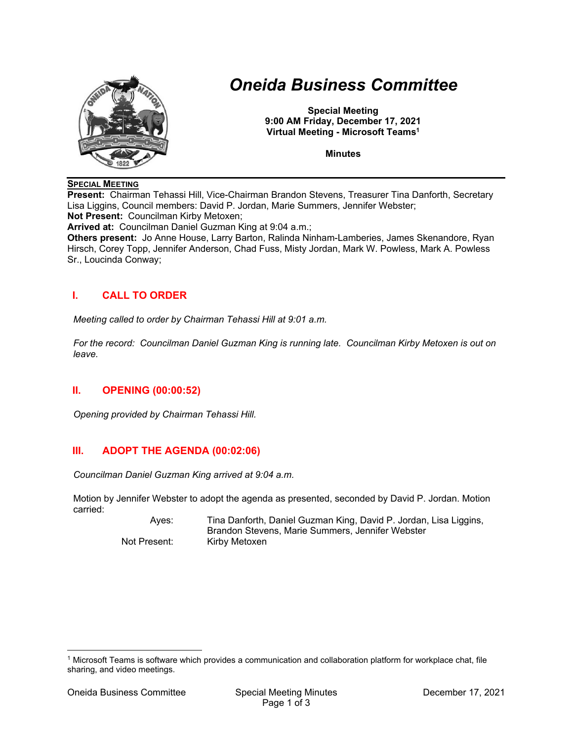# *Oneida Business Committee*

**Special Meeting**
**9:00 AM Friday, December 17, 2021**
**Virtual Meeting - Microsoft Teams[1]**

**Minutes**

**SPECIAL MEETING**

**Present:** Chairman Tehassi Hill, Vice-Chairman Brandon Stevens, Treasurer Tina Danforth, Secretary Lisa Liggins, Council members: David P. Jordan, Marie Summers, Jennifer Webster;
**Not Present:** Councilman Kirby Metoxen;
**Arrived at:** Councilman Daniel Guzman King at 9:04 a.m.;
**Others present:** Jo Anne House, Larry Barton, Ralinda Ninham-Lamberies, James Skenandore, Ryan Hirsch, Corey Topp, Jennifer Anderson, Chad Fuss, Misty Jordan, Mark W. Powless, Mark A. Powless Sr., Loucinda Conway;

## I. CALL TO ORDER

*Meeting called to order by Chairman Tehassi Hill at 9:01 a.m.*

*For the record: Councilman Daniel Guzman King is running late. Councilman Kirby Metoxen is out on leave.*

## II. OPENING (00:00:52)

*Opening provided by Chairman Tehassi Hill.*

## III. ADOPT THE AGENDA (00:02:06)

*Councilman Daniel Guzman King arrived at 9:04 a.m.*

Motion by Jennifer Webster to adopt the agenda as presented, seconded by David P. Jordan. Motion carried:

Ayes: Tina Danforth, Daniel Guzman King, David P. Jordan, Lisa Liggins, Brandon Stevens, Marie Summers, Jennifer Webster
Not Present: Kirby Metoxen

---

[1] Microsoft Teams is software which provides a communication and collaboration platform for workplace chat, file sharing, and video meetings.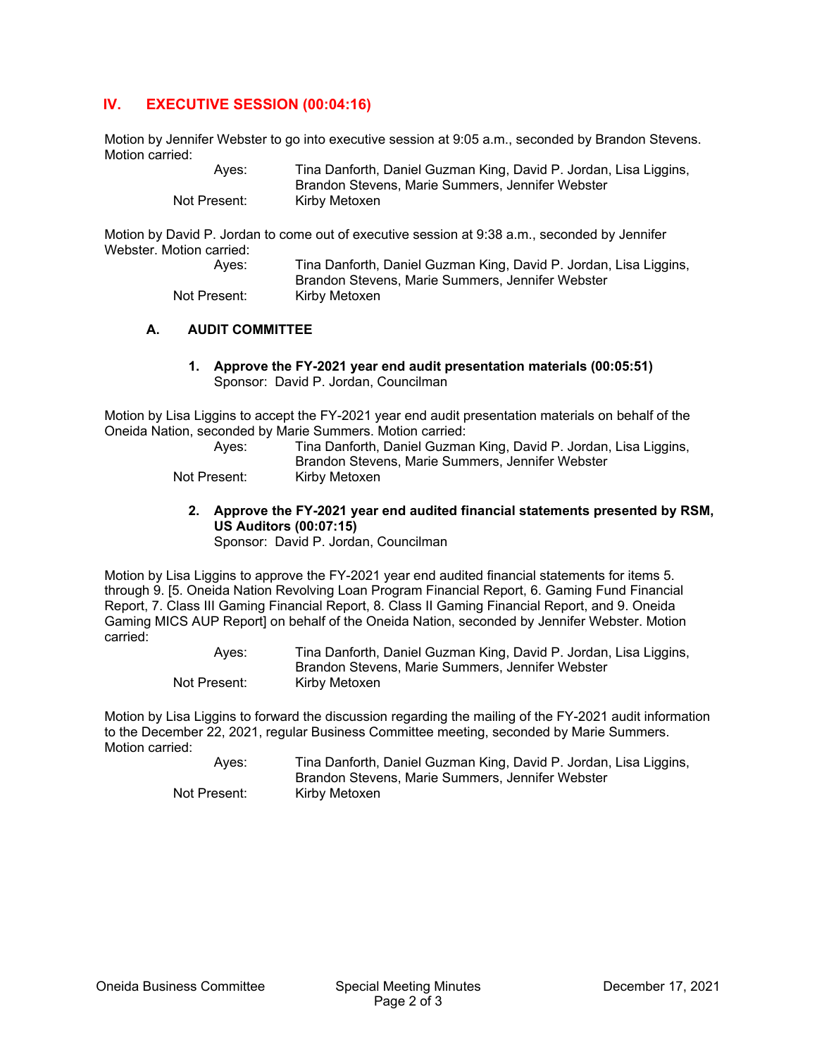## IV. EXECUTIVE SESSION (00:04:16)

Motion by Jennifer Webster to go into executive session at 9:05 a.m., seconded by Brandon Stevens. Motion carried:

Ayes: Tina Danforth, Daniel Guzman King, David P. Jordan, Lisa Liggins, Brandon Stevens, Marie Summers, Jennifer Webster
Not Present: Kirby Metoxen

Motion by David P. Jordan to come out of executive session at 9:38 a.m., seconded by Jennifer Webster. Motion carried:

Ayes: Tina Danforth, Daniel Guzman King, David P. Jordan, Lisa Liggins, Brandon Stevens, Marie Summers, Jennifer Webster
Not Present: Kirby Metoxen

### A. AUDIT COMMITTEE

**1. Approve the FY-2021 year end audit presentation materials (00:05:51)**
Sponsor: David P. Jordan, Councilman

Motion by Lisa Liggins to accept the FY-2021 year end audit presentation materials on behalf of the Oneida Nation, seconded by Marie Summers. Motion carried:

Ayes: Tina Danforth, Daniel Guzman King, David P. Jordan, Lisa Liggins, Brandon Stevens, Marie Summers, Jennifer Webster
Not Present: Kirby Metoxen

**2. Approve the FY-2021 year end audited financial statements presented by RSM, US Auditors (00:07:15)**
Sponsor: David P. Jordan, Councilman

Motion by Lisa Liggins to approve the FY-2021 year end audited financial statements for items 5. through 9. [5. Oneida Nation Revolving Loan Program Financial Report, 6. Gaming Fund Financial Report, 7. Class III Gaming Financial Report, 8. Class II Gaming Financial Report, and 9. Oneida Gaming MICS AUP Report] on behalf of the Oneida Nation, seconded by Jennifer Webster. Motion carried:

Ayes: Tina Danforth, Daniel Guzman King, David P. Jordan, Lisa Liggins, Brandon Stevens, Marie Summers, Jennifer Webster
Not Present: Kirby Metoxen

Motion by Lisa Liggins to forward the discussion regarding the mailing of the FY-2021 audit information to the December 22, 2021, regular Business Committee meeting, seconded by Marie Summers. Motion carried:

Ayes: Tina Danforth, Daniel Guzman King, David P. Jordan, Lisa Liggins, Brandon Stevens, Marie Summers, Jennifer Webster
Not Present: Kirby Metoxen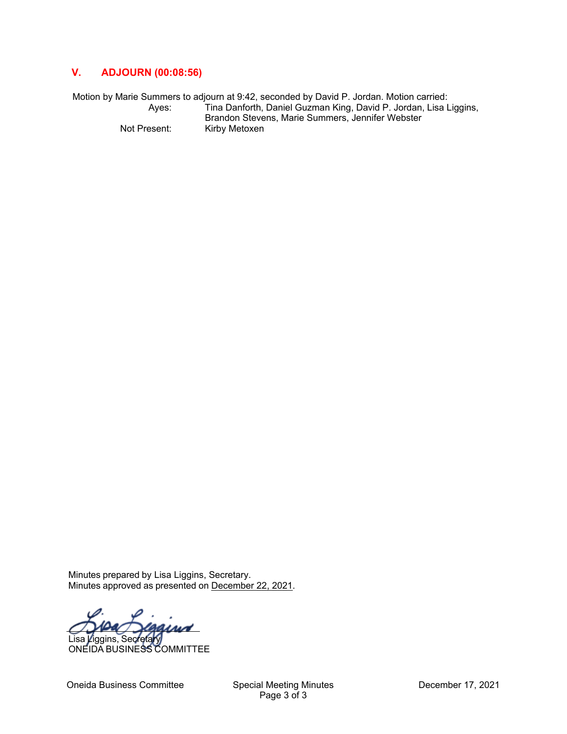## V. ADJOURN (00:08:56)

Motion by Marie Summers to adjourn at 9:42, seconded by David P. Jordan. Motion carried:

| | |
|---|---|
| Ayes: | Tina Danforth, Daniel Guzman King, David P. Jordan, Lisa Liggins, Brandon Stevens, Marie Summers, Jennifer Webster |
| Not Present: | Kirby Metoxen |

Minutes prepared by Lisa Liggins, Secretary.
Minutes approved as presented on December 22, 2021.

Lisa Liggins, Secretary
ONEIDA BUSINESS COMMITTEE